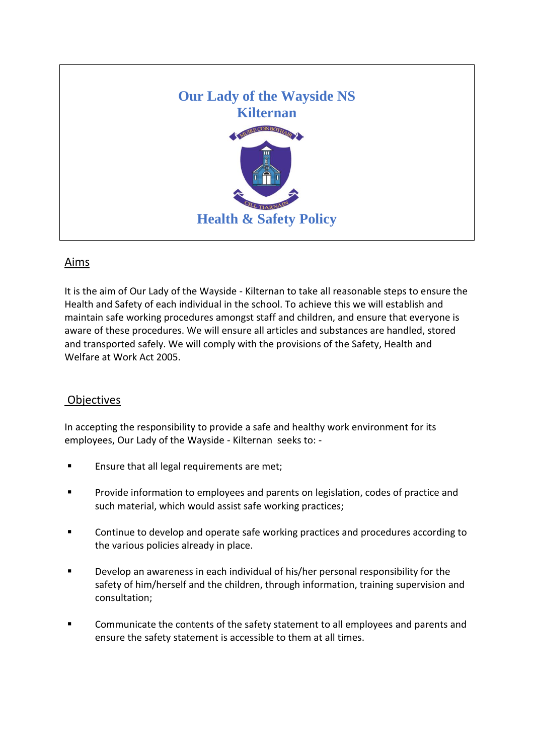# Our Lady of the Wayside NS
# Kilternan

## Health & Safety Policy

## Aims

It is the aim of Our Lady of the Wayside - Kilternan to take all reasonable steps to ensure the Health and Safety of each individual in the school. To achieve this we will establish and maintain safe working procedures amongst staff and children, and ensure that everyone is aware of these procedures. We will ensure all articles and substances are handled, stored and transported safely. We will comply with the provisions of the Safety, Health and Welfare at Work Act 2005.

## Objectives

In accepting the responsibility to provide a safe and healthy work environment for its employees, Our Lady of the Wayside - Kilternan seeks to: -

- Ensure that all legal requirements are met;
- Provide information to employees and parents on legislation, codes of practice and such material, which would assist safe working practices;
- Continue to develop and operate safe working practices and procedures according to the various policies already in place.
- Develop an awareness in each individual of his/her personal responsibility for the safety of him/herself and the children, through information, training supervision and consultation;
- Communicate the contents of the safety statement to all employees and parents and ensure the safety statement is accessible to them at all times.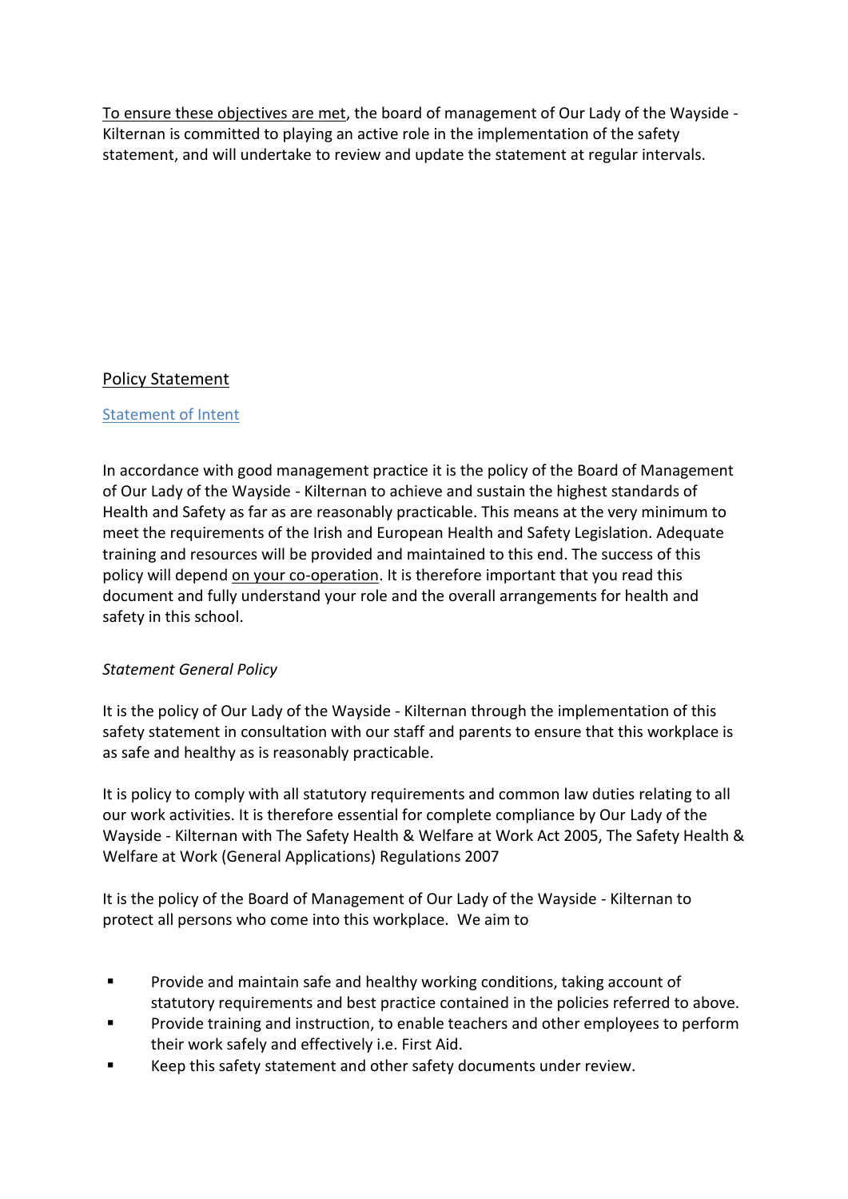<u>To ensure these objectives are met</u>, the board of management of Our Lady of the Wayside - Kilternan is committed to playing an active role in the implementation of the safety statement, and will undertake to review and update the statement at regular intervals.

## Policy Statement

### Statement of Intent

In accordance with good management practice it is the policy of the Board of Management of Our Lady of the Wayside - Kilternan to achieve and sustain the highest standards of Health and Safety as far as are reasonably practicable. This means at the very minimum to meet the requirements of the Irish and European Health and Safety Legislation. Adequate training and resources will be provided and maintained to this end. The success of this policy will depend <u>on your co-operation</u>. It is therefore important that you read this document and fully understand your role and the overall arrangements for health and safety in this school.

*Statement General Policy*

It is the policy of Our Lady of the Wayside - Kilternan through the implementation of this safety statement in consultation with our staff and parents to ensure that this workplace is as safe and healthy as is reasonably practicable.

It is policy to comply with all statutory requirements and common law duties relating to all our work activities. It is therefore essential for complete compliance by Our Lady of the Wayside - Kilternan with The Safety Health & Welfare at Work Act 2005, The Safety Health & Welfare at Work (General Applications) Regulations 2007

It is the policy of the Board of Management of Our Lady of the Wayside - Kilternan to protect all persons who come into this workplace. We aim to

- Provide and maintain safe and healthy working conditions, taking account of statutory requirements and best practice contained in the policies referred to above.
- Provide training and instruction, to enable teachers and other employees to perform their work safely and effectively i.e. First Aid.
- Keep this safety statement and other safety documents under review.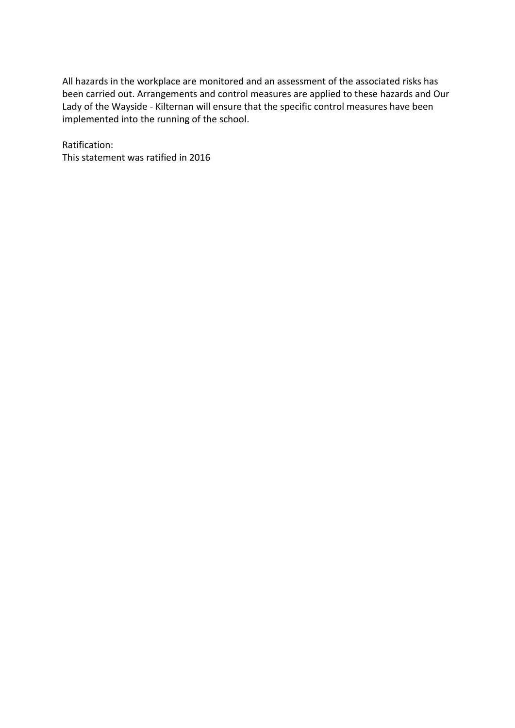All hazards in the workplace are monitored and an assessment of the associated risks has been carried out. Arrangements and control measures are applied to these hazards and Our Lady of the Wayside - Kilternan will ensure that the specific control measures have been implemented into the running of the school.

Ratification:
This statement was ratified in 2016